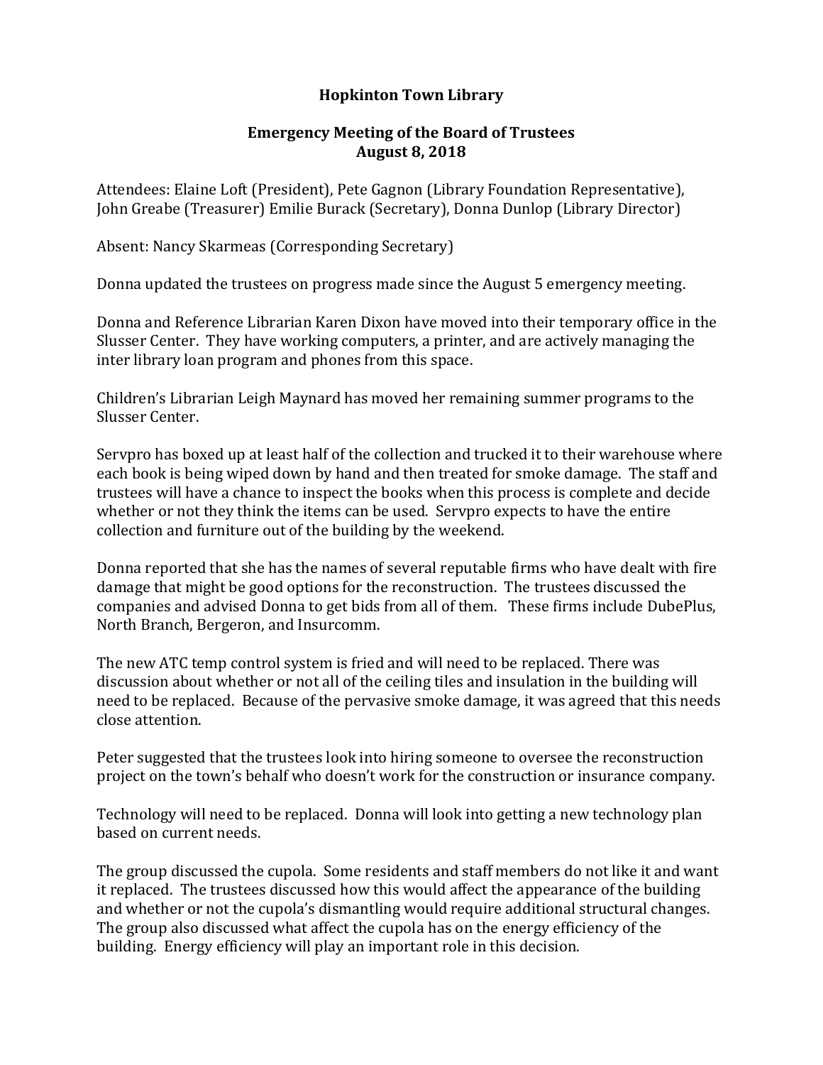# Hopkinton Town Library

## Emergency Meeting of the Board of Trustees
## August 8, 2018

Attendees: Elaine Loft (President), Pete Gagnon (Library Foundation Representative), John Greabe (Treasurer) Emilie Burack (Secretary), Donna Dunlop (Library Director)

Absent: Nancy Skarmeas (Corresponding Secretary)

Donna updated the trustees on progress made since the August 5 emergency meeting.

Donna and Reference Librarian Karen Dixon have moved into their temporary office in the Slusser Center. They have working computers, a printer, and are actively managing the inter library loan program and phones from this space.

Children's Librarian Leigh Maynard has moved her remaining summer programs to the Slusser Center.

Servpro has boxed up at least half of the collection and trucked it to their warehouse where each book is being wiped down by hand and then treated for smoke damage. The staff and trustees will have a chance to inspect the books when this process is complete and decide whether or not they think the items can be used. Servpro expects to have the entire collection and furniture out of the building by the weekend.

Donna reported that she has the names of several reputable firms who have dealt with fire damage that might be good options for the reconstruction. The trustees discussed the companies and advised Donna to get bids from all of them. These firms include DubePlus, North Branch, Bergeron, and Insurcomm.

The new ATC temp control system is fried and will need to be replaced. There was discussion about whether or not all of the ceiling tiles and insulation in the building will need to be replaced. Because of the pervasive smoke damage, it was agreed that this needs close attention.

Peter suggested that the trustees look into hiring someone to oversee the reconstruction project on the town's behalf who doesn't work for the construction or insurance company.

Technology will need to be replaced. Donna will look into getting a new technology plan based on current needs.

The group discussed the cupola. Some residents and staff members do not like it and want it replaced. The trustees discussed how this would affect the appearance of the building and whether or not the cupola's dismantling would require additional structural changes. The group also discussed what affect the cupola has on the energy efficiency of the building. Energy efficiency will play an important role in this decision.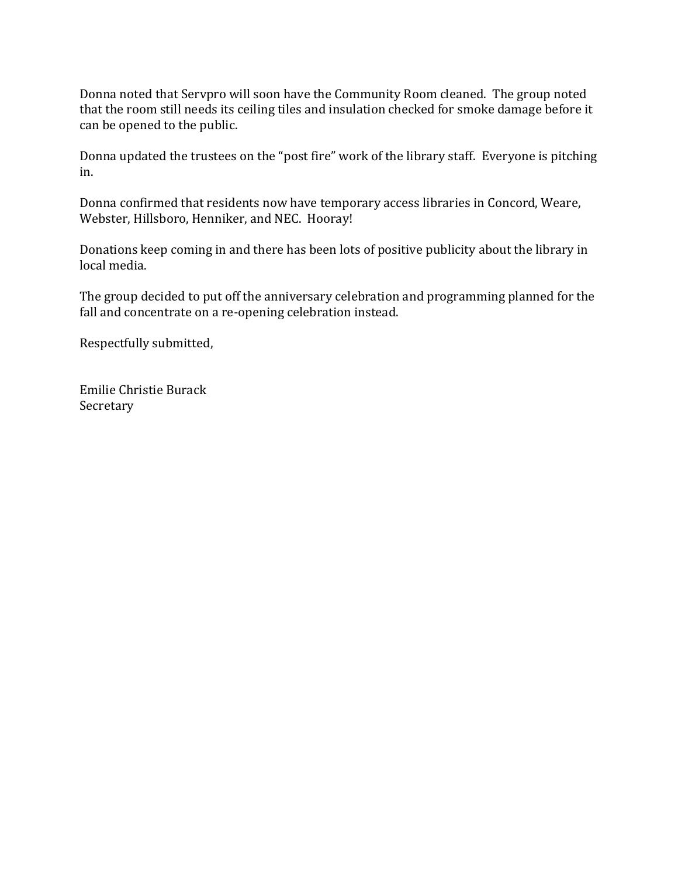Donna noted that Servpro will soon have the Community Room cleaned. The group noted that the room still needs its ceiling tiles and insulation checked for smoke damage before it can be opened to the public.

Donna updated the trustees on the "post fire" work of the library staff. Everyone is pitching in.

Donna confirmed that residents now have temporary access libraries in Concord, Weare, Webster, Hillsboro, Henniker, and NEC. Hooray!

Donations keep coming in and there has been lots of positive publicity about the library in local media.

The group decided to put off the anniversary celebration and programming planned for the fall and concentrate on a re-opening celebration instead.

Respectfully submitted,

Emilie Christie Burack
Secretary